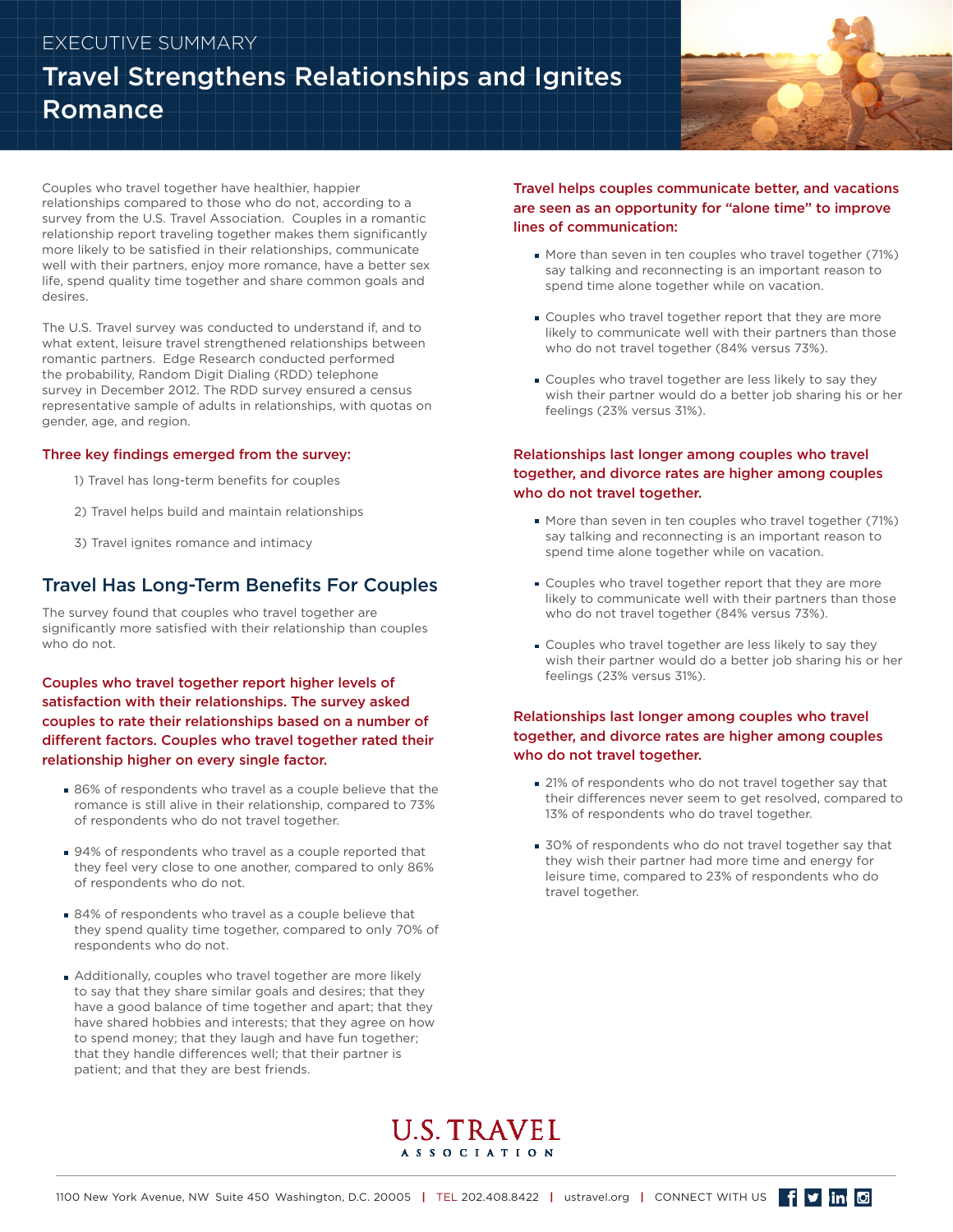EXECUTIVE SUMMARY

# Travel Strengthens Relationships and Ignites Romance

Couples who travel together have healthier, happier relationships compared to those who do not, according to a survey from the U.S. Travel Association. Couples in a romantic relationship report traveling together makes them significantly more likely to be satisfied in their relationships, communicate well with their partners, enjoy more romance, have a better sex life, spend quality time together and share common goals and desires.

The U.S. Travel survey was conducted to understand if, and to what extent, leisure travel strengthened relationships between romantic partners. Edge Research conducted performed the probability, Random Digit Dialing (RDD) telephone survey in December 2012. The RDD survey ensured a census representative sample of adults in relationships, with quotas on gender, age, and region.

### Three key findings emerged from the survey:

1) Travel has long-term benefits for couples

2) Travel helps build and maintain relationships

3) Travel ignites romance and intimacy

## Travel Has Long-Term Benefits For Couples

The survey found that couples who travel together are significantly more satisfied with their relationship than couples who do not.

### Couples who travel together report higher levels of satisfaction with their relationships. The survey asked couples to rate their relationships based on a number of different factors. Couples who travel together rated their relationship higher on every single factor.

- 86% of respondents who travel as a couple believe that the romance is still alive in their relationship, compared to 73% of respondents who do not travel together.
- 94% of respondents who travel as a couple reported that they feel very close to one another, compared to only 86% of respondents who do not.
- 84% of respondents who travel as a couple believe that they spend quality time together, compared to only 70% of respondents who do not.
- Additionally, couples who travel together are more likely to say that they share similar goals and desires; that they have a good balance of time together and apart; that they have shared hobbies and interests; that they agree on how to spend money; that they laugh and have fun together; that they handle differences well; that their partner is patient; and that they are best friends.

### Travel helps couples communicate better, and vacations are seen as an opportunity for "alone time" to improve lines of communication:

- More than seven in ten couples who travel together (71%) say talking and reconnecting is an important reason to spend time alone together while on vacation.
- Couples who travel together report that they are more likely to communicate well with their partners than those who do not travel together (84% versus 73%).
- Couples who travel together are less likely to say they wish their partner would do a better job sharing his or her feelings (23% versus 31%).

### Relationships last longer among couples who travel together, and divorce rates are higher among couples who do not travel together.

- More than seven in ten couples who travel together (71%) say talking and reconnecting is an important reason to spend time alone together while on vacation.
- Couples who travel together report that they are more likely to communicate well with their partners than those who do not travel together (84% versus 73%).
- Couples who travel together are less likely to say they wish their partner would do a better job sharing his or her feelings (23% versus 31%).

### Relationships last longer among couples who travel together, and divorce rates are higher among couples who do not travel together.

- 21% of respondents who do not travel together say that their differences never seem to get resolved, compared to 13% of respondents who do travel together.
- 30% of respondents who do not travel together say that they wish their partner had more time and energy for leisure time, compared to 23% of respondents who do travel together.

U.S. TRAVEL ASSOCIATION

1100 New York Avenue, NW Suite 450 Washington, D.C. 20005 | TEL 202.408.8422 | ustravel.org | CONNECT WITH US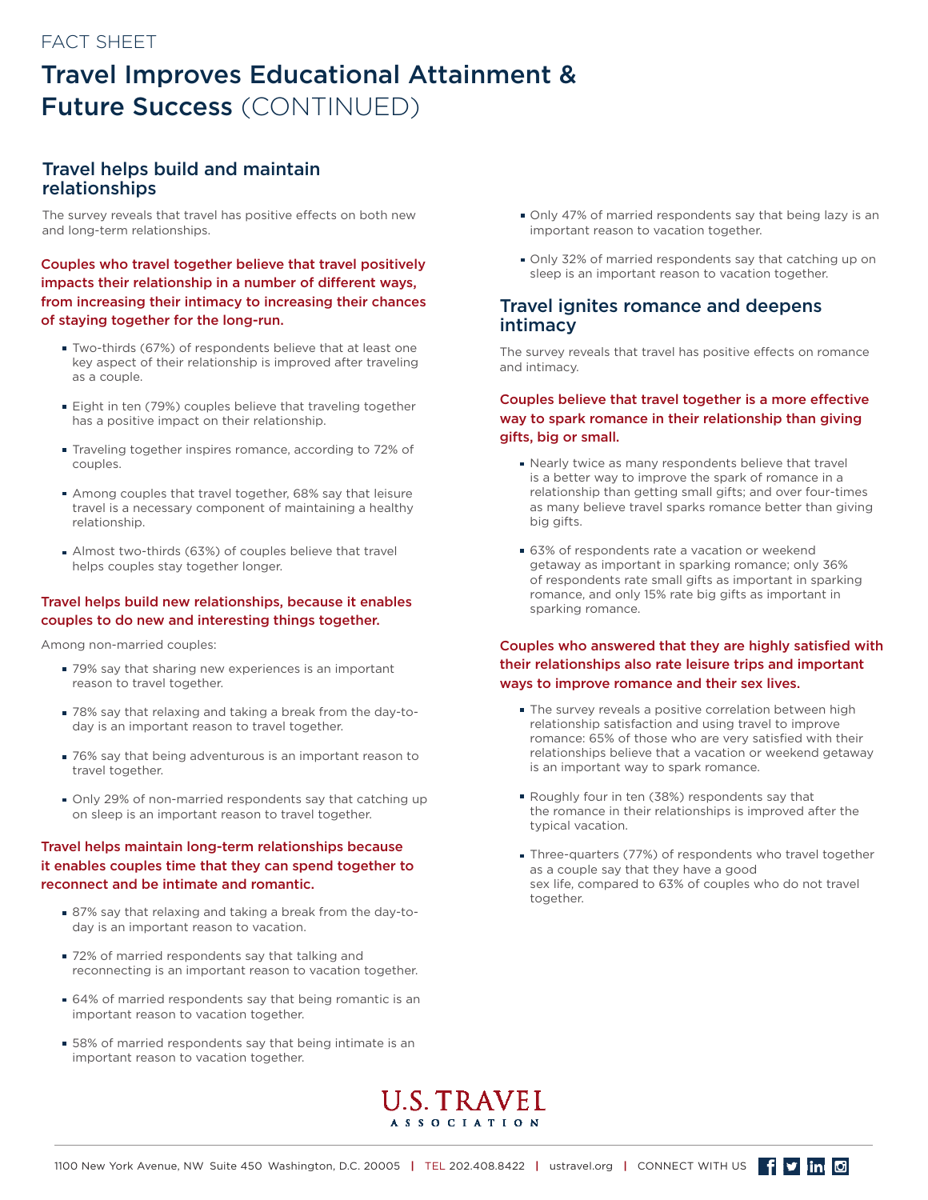FACT SHEET

# Travel Improves Educational Attainment & Future Success (CONTINUED)

## Travel helps build and maintain relationships

The survey reveals that travel has positive effects on both new and long-term relationships.

**Couples who travel together believe that travel positively impacts their relationship in a number of different ways, from increasing their intimacy to increasing their chances of staying together for the long-run.**

- Two-thirds (67%) of respondents believe that at least one key aspect of their relationship is improved after traveling as a couple.
- Eight in ten (79%) couples believe that traveling together has a positive impact on their relationship.
- Traveling together inspires romance, according to 72% of couples.
- Among couples that travel together, 68% say that leisure travel is a necessary component of maintaining a healthy relationship.
- Almost two-thirds (63%) of couples believe that travel helps couples stay together longer.

**Travel helps build new relationships, because it enables couples to do new and interesting things together.**

Among non-married couples:

- 79% say that sharing new experiences is an important reason to travel together.
- 78% say that relaxing and taking a break from the day-to-day is an important reason to travel together.
- 76% say that being adventurous is an important reason to travel together.
- Only 29% of non-married respondents say that catching up on sleep is an important reason to travel together.

**Travel helps maintain long-term relationships because it enables couples time that they can spend together to reconnect and be intimate and romantic.**

- 87% say that relaxing and taking a break from the day-to-day is an important reason to vacation.
- 72% of married respondents say that talking and reconnecting is an important reason to vacation together.
- 64% of married respondents say that being romantic is an important reason to vacation together.
- 58% of married respondents say that being intimate is an important reason to vacation together.
- Only 47% of married respondents say that being lazy is an important reason to vacation together.
- Only 32% of married respondents say that catching up on sleep is an important reason to vacation together.

## Travel ignites romance and deepens intimacy

The survey reveals that travel has positive effects on romance and intimacy.

**Couples believe that travel together is a more effective way to spark romance in their relationship than giving gifts, big or small.**

- Nearly twice as many respondents believe that travel is a better way to improve the spark of romance in a relationship than getting small gifts; and over four-times as many believe travel sparks romance better than giving big gifts.
- 63% of respondents rate a vacation or weekend getaway as important in sparking romance; only 36% of respondents rate small gifts as important in sparking romance, and only 15% rate big gifts as important in sparking romance.

**Couples who answered that they are highly satisfied with their relationships also rate leisure trips and important ways to improve romance and their sex lives.**

- The survey reveals a positive correlation between high relationship satisfaction and using travel to improve romance: 65% of those who are very satisfied with their relationships believe that a vacation or weekend getaway is an important way to spark romance.
- Roughly four in ten (38%) respondents say that the romance in their relationships is improved after the typical vacation.
- Three-quarters (77%) of respondents who travel together as a couple say that they have a good sex life, compared to 63% of couples who do not travel together.

U.S. TRAVEL ASSOCIATION

1100 New York Avenue, NW Suite 450 Washington, D.C. 20005 | TEL 202.408.8422 | ustravel.org | CONNECT WITH US